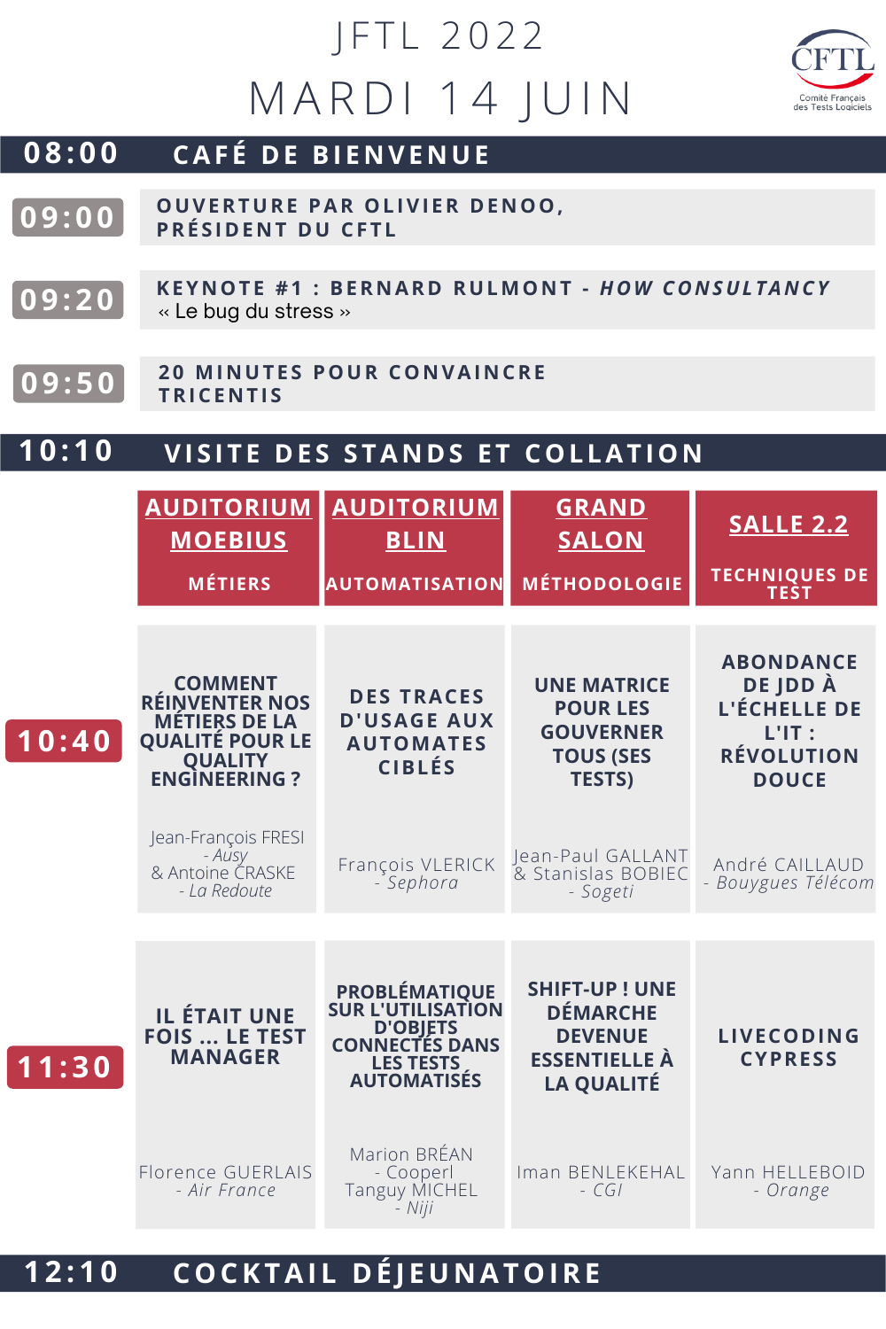# JFTL 2022

# MARDI 14 JUIN

CFTL
Comité Français des Tests Logiciels

**08:00** — **CAFÉ DE BIENVENUE**

**09:00** — **OUVERTURE PAR OLIVIER DENOO, PRÉSIDENT DU CFTL**

**09:20** — **KEYNOTE #1 : BERNARD RULMONT - *HOW CONSULTANCY***
« Le bug du stress »

**09:50** — **20 MINUTES POUR CONVAINCRE TRICENTIS**

**10:10** — **VISITE DES STANDS ET COLLATION**

| | AUDITORIUM MOEBIUS<br>MÉTIERS | AUDITORIUM BLIN<br>AUTOMATISATION | GRAND SALON<br>MÉTHODOLOGIE | SALLE 2.2<br>TECHNIQUES DE TEST |
|---|---|---|---|---|
| **10:40** | **COMMENT RÉINVENTER NOS MÉTIERS DE LA QUALITÉ POUR LE QUALITY ENGINEERING ?**<br>Jean-François FRESI - *Ausy* & Antoine CRASKE - *La Redoute* | **DES TRACES D'USAGE AUX AUTOMATES CIBLÉS**<br>François VLERICK - *Sephora* | **UNE MATRICE POUR LES GOUVERNER TOUS (SES TESTS)**<br>Jean-Paul GALLANT & Stanislas BOBIEC - *Sogeti* | **ABONDANCE DE JDD À L'ÉCHELLE DE L'IT : RÉVOLUTION DOUCE**<br>André CAILLAUD - *Bouygues Télécom* |
| **11:30** | **IL ÉTAIT UNE FOIS ... LE TEST MANAGER**<br>Florence GUERLAIS - *Air France* | **PROBLÉMATIQUE SUR L'UTILISATION D'OBJETS CONNECTÉS DANS LES TESTS AUTOMATISÉS**<br>Marion BRÉAN - *Cooperl*<br>Tanguy MICHEL - *Niji* | **SHIFT-UP ! UNE DÉMARCHE DEVENUE ESSENTIELLE À LA QUALITÉ**<br>Iman BENLEKEHAL - *CGI* | **LIVECODING CYPRESS**<br>Yann HELLEBOID - *Orange* |

**12:10** — **COCKTAIL DÉJEUNATOIRE**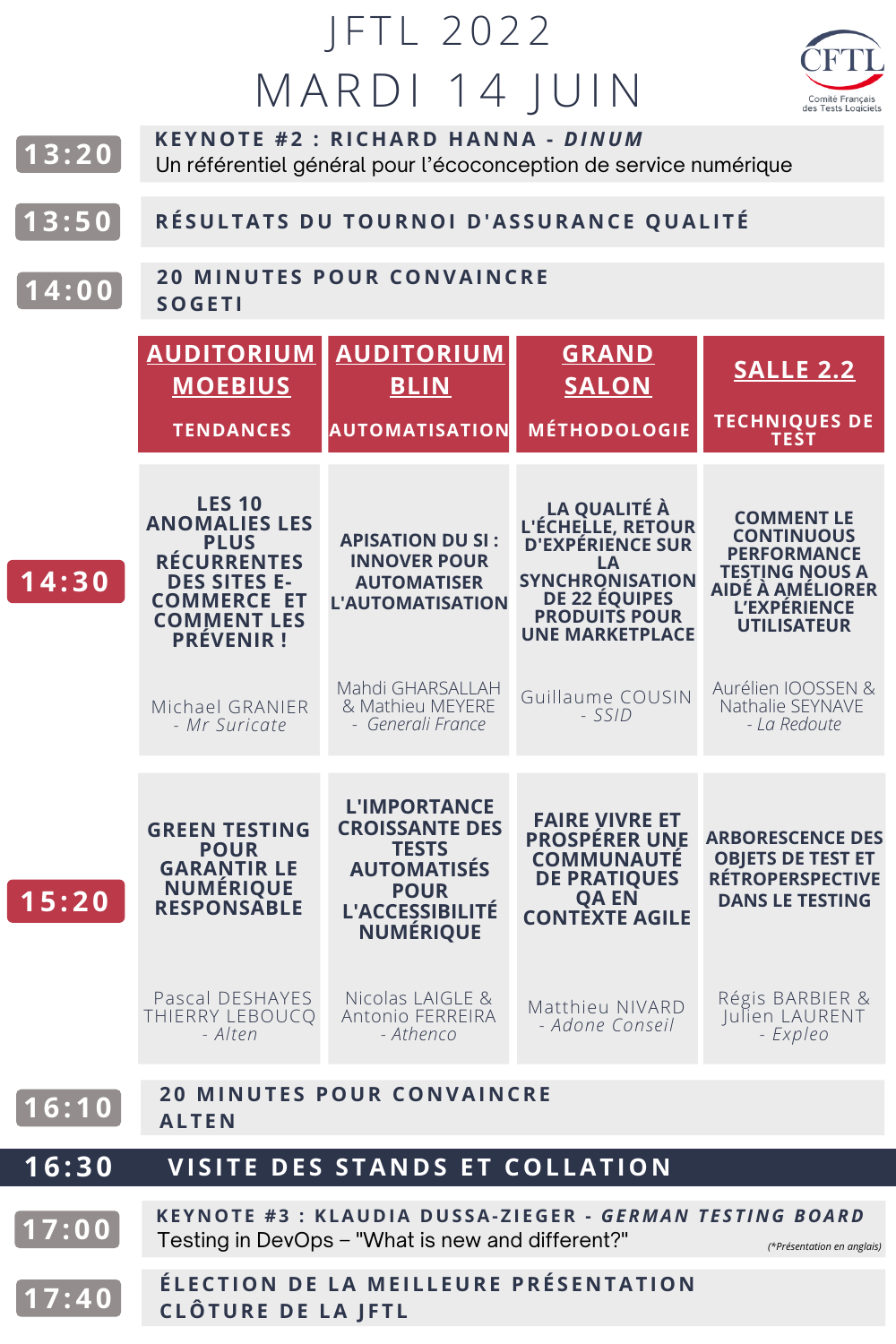# JFTL 2022
# MARDI 14 JUIN

CFTL – Comité Français des Tests Logiciels

**13:20** — **KEYNOTE #2 : RICHARD HANNA - *DINUM***
Un référentiel général pour l'écoconception de service numérique

**13:50** — **RÉSULTATS DU TOURNOI D'ASSURANCE QUALITÉ**

**14:00** — **20 MINUTES POUR CONVAINCRE**
**SOGETI**

| | AUDITORIUM MOEBIUS – TENDANCES | AUDITORIUM BLIN – AUTOMATISATION | GRAND SALON – MÉTHODOLOGIE | SALLE 2.2 – TECHNIQUES DE TEST |
|---|---|---|---|---|
| **14:30** | **LES 10 ANOMALIES LES PLUS RÉCURRENTES DES SITES E-COMMERCE ET COMMENT LES PRÉVENIR !**<br>Michael GRANIER - *Mr Suricate* | **APISATION DU SI : INNOVER POUR AUTOMATISER L'AUTOMATISATION**<br>Mahdi GHARSALLAH & Mathieu MEYERE - *Generali France* | **LA QUALITÉ À L'ÉCHELLE, RETOUR D'EXPÉRIENCE SUR LA SYNCHRONISATION DE 22 ÉQUIPES PRODUITS POUR UNE MARKETPLACE**<br>Guillaume COUSIN - *SSID* | **COMMENT LE CONTINUOUS PERFORMANCE TESTING NOUS A AIDÉ À AMÉLIORER L'EXPÉRIENCE UTILISATEUR**<br>Aurélien IOOSSEN & Nathalie SEYNAVE - *La Redoute* |
| **15:20** | **GREEN TESTING POUR GARANTIR LE NUMÉRIQUE RESPONSABLE**<br>Pascal DESHAYES THIERRY LEBOUCQ - *Alten* | **L'IMPORTANCE CROISSANTE DES TESTS AUTOMATISÉS POUR L'ACCESSIBILITÉ NUMÉRIQUE**<br>Nicolas LAIGLE & Antonio FERREIRA - *Athenco* | **FAIRE VIVRE ET PROSPÉRER UNE COMMUNAUTÉ DE PRATIQUES QA EN CONTEXTE AGILE**<br>Matthieu NIVARD - *Adone Conseil* | **ARBORESCENCE DES OBJETS DE TEST ET RÉTROPERSPECTIVE DANS LE TESTING**<br>Régis BARBIER & Julien LAURENT - *Expleo* |

**16:10** — **20 MINUTES POUR CONVAINCRE**
**ALTEN**

**16:30** — **VISITE DES STANDS ET COLLATION**

**17:00** — **KEYNOTE #3 : KLAUDIA DUSSA-ZIEGER - *GERMAN TESTING BOARD***
Testing in DevOps – "What is new and different?"
*(\*Présentation en anglais)*

**17:40** — **ÉLECTION DE LA MEILLEURE PRÉSENTATION**
**CLÔTURE DE LA JFTL**